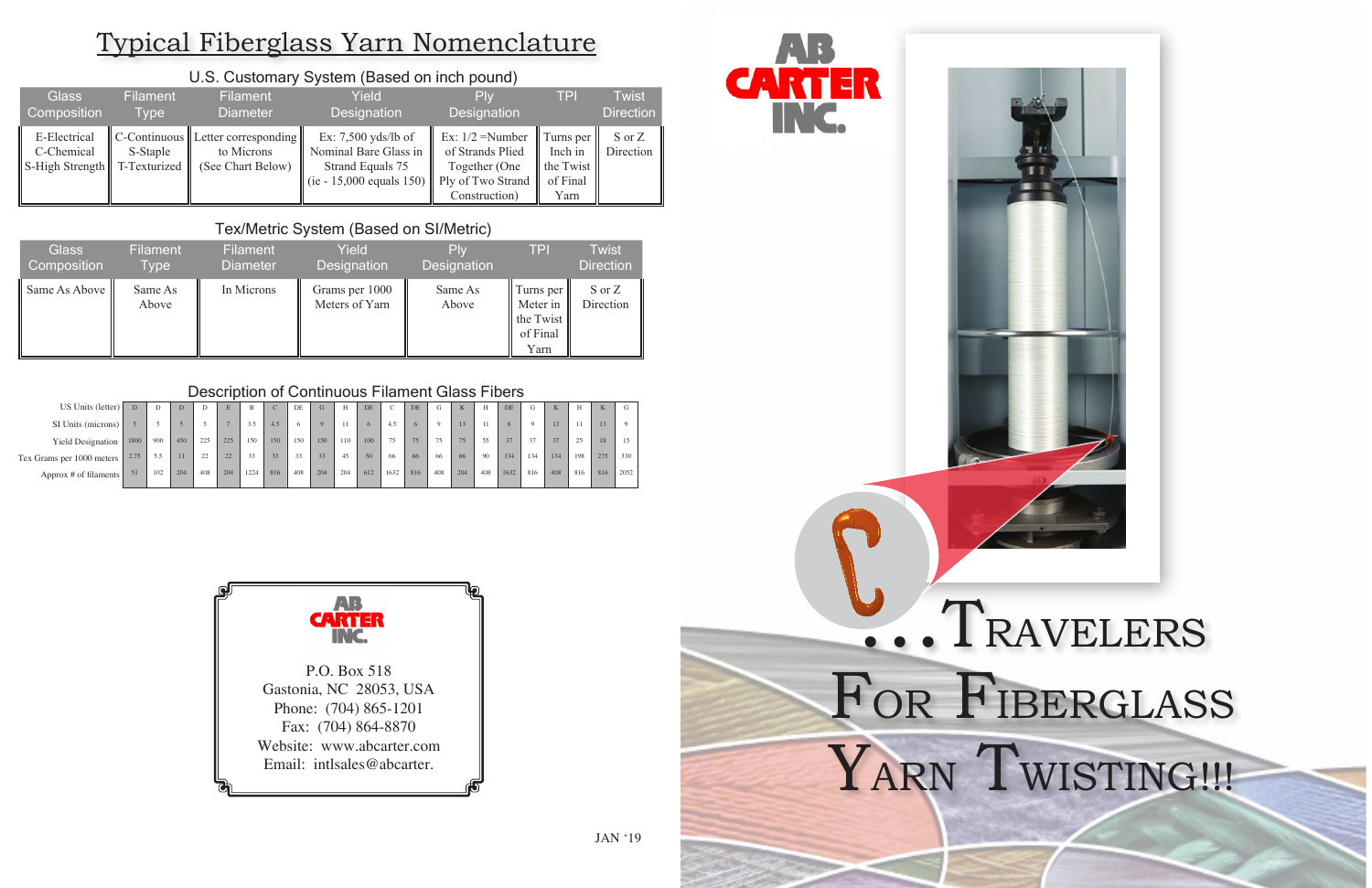# Typical Fiberglass Yarn Nomenclature

### U.S. Customary System (Based on inch pound)

| Glass Composition | Filament Type | Filament Diameter | Yield Designation | Ply Designation | TPI | Twist Direction |
|---|---|---|---|---|---|---|
| E-Electrical C-Chemical S-High Strength | C-Continuous S-Staple T-Texturized | Letter corresponding to Microns (See Chart Below) | Ex: 7,500 yds/lb of Nominal Bare Glass in Strand Equals 75 (ie - 15,000 equals 150) | Ex: 1/2 =Number of Strands Plied Together (One Ply of Two Strand Construction) | Turns per Inch in the Twist of Final Yarn | S or Z Direction |

### Tex/Metric System (Based on SI/Metric)

| Glass Composition | Filament Type | Filament Diameter | Yield Designation | Ply Designation | TPI | Twist Direction |
|---|---|---|---|---|---|---|
| Same As Above | Same As Above | In Microns | Grams per 1000 Meters of Yarn | Same As Above | Turns per Meter in the Twist of Final Yarn | S or Z Direction |

### Description of Continuous Filament Glass Fibers

| US Units (letter) | D | D | D | D | E | B | C | DE | G | H | DE | C | DE | G | K | H | DE | G | K | H | K | G |
|---|---|---|---|---|---|---|---|---|---|---|---|---|---|---|---|---|---|---|---|---|---|---|
| SI Units (microns) | 5 | 5 | 5 | 5 | 7 | 3.5 | 4.5 | 6 | 9 | 11 | 6 | 4.5 | 6 | 9 | 13 | 11 | 6 | 9 | 13 | 11 | 13 | 9 |
| Yield Designation | 1800 | 900 | 450 | 225 | 225 | 150 | 150 | 150 | 150 | 110 | 100 | 75 | 75 | 75 | 75 | 55 | 37 | 37 | 37 | 25 | 18 | 15 |
| Tex Grams per 1000 meters | 2.75 | 5.5 | 11 | 22 | 22 | 33 | 33 | 33 | 33 | 45 | 50 | 66 | 66 | 66 | 66 | 90 | 134 | 134 | 134 | 198 | 275 | 330 |
| Approx # of filaments | 51 | 102 | 204 | 408 | 204 | 1224 | 816 | 408 | 204 | 204 | 612 | 1632 | 816 | 408 | 204 | 408 | 1632 | 816 | 408 | 816 | 816 | 2052 |

AB CARTER INC.

P.O. Box 518
Gastonia, NC 28053, USA
Phone: (704) 865-1201
Fax: (704) 864-8870
Website: www.abcarter.com
Email: intlsales@abcarter.com

JAN '19

AB CARTER INC.

# ...Travelers For Fiberglass Yarn Twisting!!!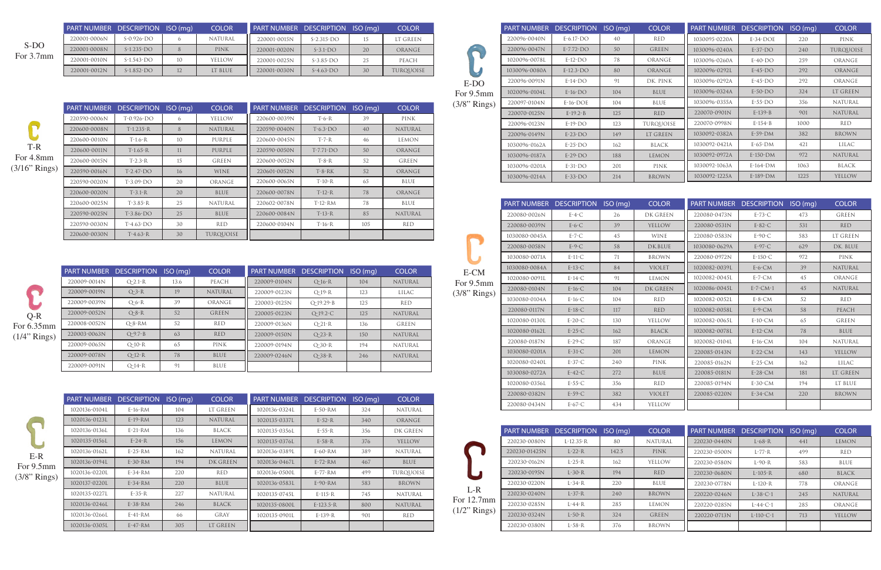## S-DO
For 3.7mm

| PART NUMBER | DESCRIPTION | ISO (mg) | COLOR |
|---|---|---|---|
| 220001-0006N | S-0.926-DO | 6 | NATURAL |
| 220001-0008N | S-1.235-DO | 8 | PINK |
| 220001-0010N | S-1.543-DO | 10 | YELLOW |
| 220001-0012N | S-1.852-DO | 12 | LT BLUE |
| 220001-0015N | S-2.315-DO | 15 | LT GREEN |
| 220001-0020N | S-3.1-DO | 20 | ORANGE |
| 220001-0025N | S-3.85-DO | 25 | PEACH |
| 220001-0030N | S-4.63-DO | 30 | TURQUOISE |

## T-R
For 4.8mm (3/16" Rings)

| PART NUMBER | DESCRIPTION | ISO (mg) | COLOR |
|---|---|---|---|
| 220590-0006N | T-0.926-DO | 6 | YELLOW |
| 220600-0008N | T-1.235-R | 8 | NATURAL |
| 220600-0010N | T-1.6-R | 10 | PURPLE |
| 220600-0011N | T-1.65-R | 11 | PURPLE |
| 220600-0015N | T-2.3-R | 15 | GREEN |
| 220590-0016N | T-2.47-DO | 16 | WINE |
| 220590-0020N | T-3.09-DO | 20 | ORANGE |
| 220600-0020N | T-3.1-R | 20 | BLUE |
| 220600-0025N | T-3.85-R | 25 | NATURAL |
| 220590-0025N | T-3.86-DO | 25 | BLUE |
| 220590-0030N | T-4.63-DO | 30 | RED |
| 220600-0030N | T-4.63-R | 30 | TURQUOISE |
| 220600-0039N | T-6-R | 39 | PINK |
| 220590-0040N | T-6.3-DO | 40 | NATURAL |
| 220600-0045N | T-7-R | 46 | LEMON |
| 220590-0050N | T-7.71-DO | 50 | ORANGE |
| 220600-0052N | T-8-R | 52 | GREEN |
| 220601-0052N | T-8-RK | 52 | ORANGE |
| 220600-0065N | T-10-R | 65 | BLUE |
| 220600-0078N | T-12-R | 78 | ORANGE |
| 220602-0078N | T-12-RM | 78 | BLUE |
| 220600-0084N | T-13-R | 85 | NATURAL |
| 220600-0104N | T-16-R | 105 | RED |

## Q-R
For 6.35mm (1/4" Rings)

| PART NUMBER | DESCRIPTION | ISO (mg) | COLOR |
|---|---|---|---|
| 220009-0014N | Q-2.1-R | 13.6 | PEACH |
| 220009-0019N | Q-3-R | 19 | NATURAL |
| 220009-0039N | Q-6-R | 39 | ORANGE |
| 220009-0052N | Q-8-R | 52 | GREEN |
| 220008-0052N | Q-8-RM | 52 | RED |
| 220003-0063N | Q-9.7-B | 63 | RED |
| 220009-0065N | Q-10-R | 65 | PINK |
| 220009-0078N | Q-12-R | 78 | BLUE |
| 220009-0091N | Q-14-R | 91 | BLUE |
| 220009-0104N | Q-16-R | 104 | NATURAL |
| 220009-0123N | Q-19-R | 123 | LILAC |
| 220003-0125N | Q-19.29-B | 125 | RED |
| 220005-0123N | Q-19.2-C | 125 | NATURAL |
| 220009-0136N | Q-21-R | 136 | GREEN |
| 220009-0150N | Q-23-R | 150 | NATURAL |
| 220009-0194N | Q-30-R | 194 | NATURAL |
| 220009-0246N | Q-38-R | 246 | NATURAL |

## E-R
For 9.5mm (3/8" Rings)

| PART NUMBER | DESCRIPTION | ISO (mg) | COLOR |
|---|---|---|---|
| 1020136-0104L | E-16-RM | 104 | LT GREEN |
| 1020136-0123L | E-19-RM | 123 | NATURAL |
| 1020136-0136L | E-21-RM | 136 | BLACK |
| 1020135-0156L | E-24-R | 156 | LEMON |
| 1020136-0162L | E-25-RM | 162 | NATURAL |
| 1020136-0194L | E-30-RM | 194 | DK GREEN |
| 1020136-0220L | E-34-RM | 220 | RED |
| 1020137-0220L | E-34-RM | 220 | BLUE |
| 1020135-0227L | E-35-R | 227 | NATURAL |
| 1020136-0246L | E-38-RM | 246 | BLACK |
| 1020136-0266L | E-41-RM | 66 | GRAY |
| 1020136-0305L | E-47-RM | 305 | LT GREEN |
| 1020136-0324L | E-50-RM | 324 | NATURAL |
| 1020135-0337L | E-52-R | 340 | ORANGE |
| 1020135-0356L | E-55-R | 356 | DK GREEN |
| 1020135-0376L | E-58-R | 376 | YELLOW |
| 1020136-0389L | E-60-RM | 389 | NATURAL |
| 1020136-0467L | E-72-RM | 467 | BLUE |
| 1020136-0500L | E-77-RM | 499 | TURQUOISE |
| 1020136-0583L | E-90-RM | 583 | BROWN |
| 1020135-0745L | E-115-R | 745 | NATURAL |
| 1020135-0800L | E-123.5-R | 800 | NATURAL |
| 1020135-0901L | E-139-R | 901 | RED |

## E-DO
For 9.5mm (3/8" Rings)

| PART NUMBER | DESCRIPTION | ISO (mg) | COLOR |
|---|---|---|---|
| 220096-0040N | E-6.17-DO | 40 | RED |
| 220096-0047N | E-7.72-DO | 50 | GREEN |
| 1020096-0078L | E-12-DO | 78 | ORANGE |
| 1030096-0080A | E-12.3-DO | 80 | ORANGE |
| 220096-0091N | E-14-DO | 91 | DK. PINK |
| 1020096-0104L | E-16-DO | 104 | BLUE |
| 220097-0104N | E-16-DOE | 104 | BLUE |
| 220070-0125N | E-19.2-B | 125 | RED |
| 220096-0123N | E-19-DO | 123 | TURQUOISE |
| 220096-0149N | E-23-DO | 149 | LT GREEN |
| 1030096-0162A | E-25-DO | 162 | BLACK |
| 1030096-0187A | E-29-DO | 188 | LEMON |
| 1030096-0201A | E-31-DO | 201 | PINK |
| 1030096-0214A | E-33-DO | 214 | BROWN |
| 1030095-0220A | E-34-DOE | 220 | PINK |
| 1030096-0240A | E-37-DO | 240 | TURQUOISE |
| 1030096-0260A | E-40-DO | 259 | ORANGE |
| 1030096-0292L | E-45-DO | 292 | ORANGE |
| 1020096-0292A | E-45-DO | 292 | ORANGE |
| 1030096-0324A | E-50-DO | 324 | LT GREEN |
| 1030096-0355A | E-55-DO | 356 | NATURAL |
| 220070-0901N | E-139-B | 901 | NATURAL |
| 220070-0998N | E-154-B | 1000 | RED |
| 1030092-0382A | E-59-DM | 382 | BROWN |
| 1030092-0421A | E-65-DM | 421 | LILAC |
| 1030092-0972A | E-150-DM | 972 | NATURAL |
| 1030092-1063A | E-164-DM | 1063 | BLACK |
| 1030092-1225A | E-189-DM | 1225 | YELLOW |

## E-CM
For 9.5mm (3/8" Rings)

| PART NUMBER | DESCRIPTION | ISO (mg) | COLOR |
|---|---|---|---|
| 220080-0026N | E-4-C | 26 | DK GREEN |
| 220080-0039N | E-6-C | 39 | YELLOW |
| 1030080-0045A | E-7-C | 45 | WINE |
| 220080-0058N | E-9-C | 58 | DK BLUE |
| 1030080-0071A | E-11-C | 71 | BROWN |
| 1030080-0084A | E-13-C | 84 | VIOLET |
| 1020080-0091L | E-14-C | 91 | LEMON |
| 220080-0104N | E-16-C | 104 | DK GREEN |
| 1030080-0104A | E-16-C | 104 | RED |
| 220080-0117N | E-18-C | 117 | RED |
| 1020080-0130L | E-20-C | 130 | YELLOW |
| 1020080-0162L | E-25-C | 162 | BLACK |
| 220080-0187N | E-29-C | 187 | ORANGE |
| 1030080-0201A | E-31-C | 201 | LEMON |
| 1020080-0240L | E-37-C | 240 | PINK |
| 1030080-0272A | E-42-C | 272 | BLUE |
| 1020080-0356L | E-55-C | 356 | RED |
| 220080-0382N | E-59-C | 382 | VIOLET |
| 220080-0434N | E-67-C | 434 | YELLOW |
| 220080-0473N | E-73-C | 473 | GREEN |
| 220080-0531N | E-82-C | 531 | RED |
| 220080-0583N | E-90-C | 583 | LT GREEN |
| 1030080-0629A | E-97-C | 629 | DK. BLUE |
| 220080-0972N | E-150-C | 972 | PINK |
| 1020082-0039L | E-6-CM | 39 | NATURAL |
| 1020082-0045L | E-7-CM | 45 | ORANGE |
| 1020086-0045L | E-7-CM-1 | 45 | NATURAL |
| 1020082-0052L | E-8-CM | 52 | RED |
| 1020082-0058L | E-9-CM | 58 | PEACH |
| 1020082-0065L | E-10-CM | 65 | GREEN |
| 1020082-0078L | E-12-CM | 78 | BLUE |
| 1020082-0104L | E-16-CM | 104 | NATURAL |
| 220085-0143N | E-22-CM | 143 | YELLOW |
| 220085-0162N | E-25-CM | 162 | LILAC |
| 220085-0181N | E-28-CM | 181 | LT. GREEN |
| 220085-0194N | E-30-CM | 194 | LT BLUE |
| 220085-0220N | E-34-CM | 220 | BROWN |

## L-R
For 12.7mm (1/2" Rings)

| PART NUMBER | DESCRIPTION | ISO (mg) | COLOR |
|---|---|---|---|
| 220230-0080N | L-12.35-R | 80 | NATURAL |
| 220230-01425N | L-22-R | 142.5 | PINK |
| 220230-0162N | L-25-R | 162 | YELLOW |
| 220230-0195N | L-30-R | 194 | RED |
| 220230-0220N | L-34-R | 220 | BLUE |
| 220230-0240N | L-37-R | 240 | BROWN |
| 220230-0285N | L-44-R | 285 | LEMON |
| 220230-0324N | L-50-R | 324 | GREEN |
| 220230-0380N | L-58-R | 376 | BROWN |
| 220230-0440N | L-68-R | 441 | LEMON |
| 220230-0500N | L-77-R | 499 | RED |
| 220230-0580N | L-90-R | 583 | BLUE |
| 220230-0680N | L-105-R | 680 | BLACK |
| 220230-0778N | L-120-R | 778 | ORANGE |
| 220220-0246N | L-38-C-1 | 245 | NATURAL |
| 220220-0285N | L-44-C-1 | 285 | ORANGE |
| 220220-0713N | L-110-C-1 | 713 | YELLOW |